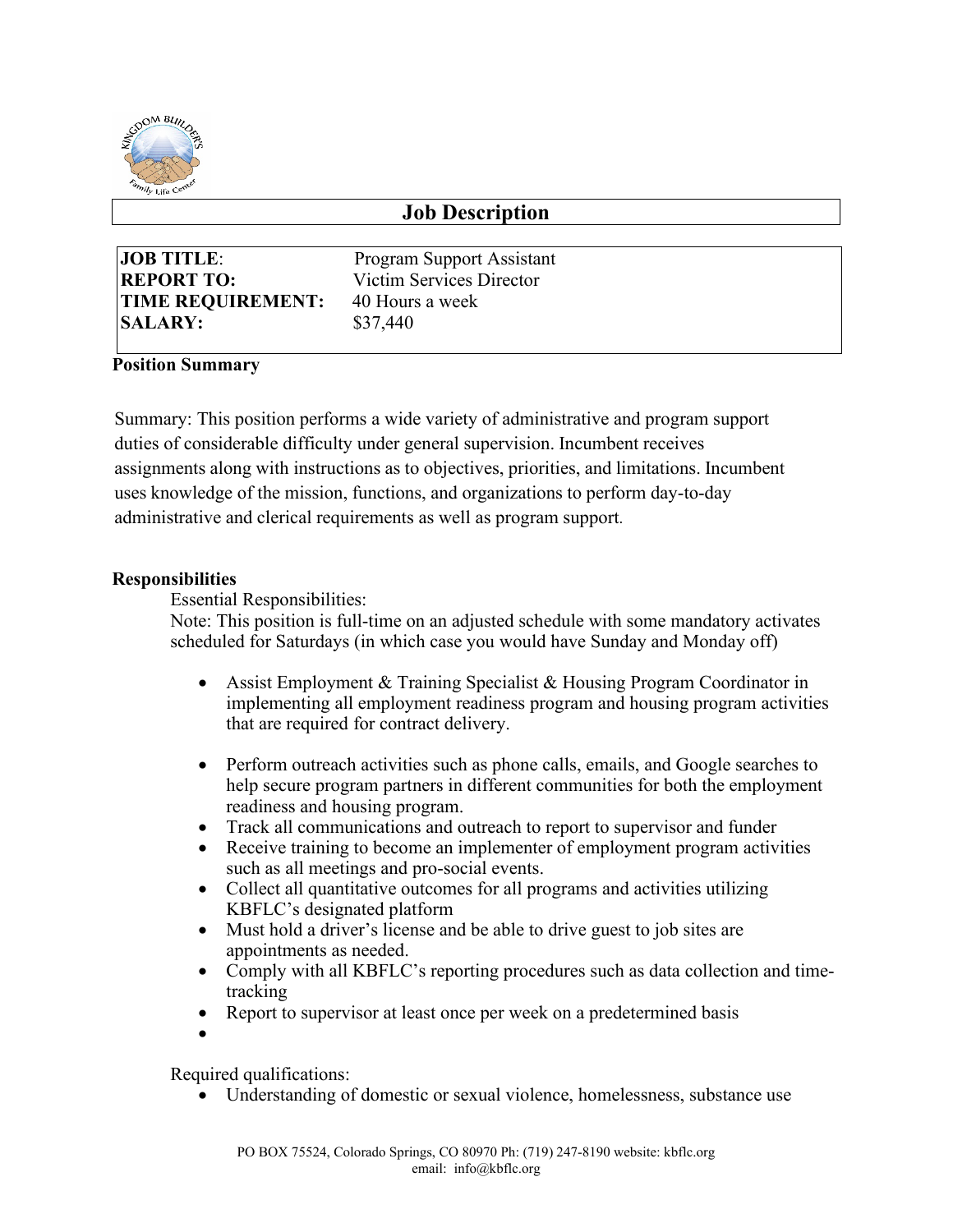# Job Description

| | |
|---|---|
| **JOB TITLE**: | Program Support Assistant |
| **REPORT TO:** | Victim Services Director |
| **TIME REQUIREMENT:** | 40 Hours a week |
| **SALARY:** | $37,440 |

**Position Summary**

Summary: This position performs a wide variety of administrative and program support duties of considerable difficulty under general supervision. Incumbent receives assignments along with instructions as to objectives, priorities, and limitations. Incumbent uses knowledge of the mission, functions, and organizations to perform day-to-day administrative and clerical requirements as well as program support.

**Responsibilities**

Essential Responsibilities:

Note: This position is full-time on an adjusted schedule with some mandatory activates scheduled for Saturdays (in which case you would have Sunday and Monday off)

- Assist Employment & Training Specialist & Housing Program Coordinator in implementing all employment readiness program and housing program activities that are required for contract delivery.
- Perform outreach activities such as phone calls, emails, and Google searches to help secure program partners in different communities for both the employment readiness and housing program.
- Track all communications and outreach to report to supervisor and funder
- Receive training to become an implementer of employment program activities such as all meetings and pro-social events.
- Collect all quantitative outcomes for all programs and activities utilizing KBFLC's designated platform
- Must hold a driver's license and be able to drive guest to job sites are appointments as needed.
- Comply with all KBFLC's reporting procedures such as data collection and time-tracking
- Report to supervisor at least once per week on a predetermined basis
- 

Required qualifications:

- Understanding of domestic or sexual violence, homelessness, substance use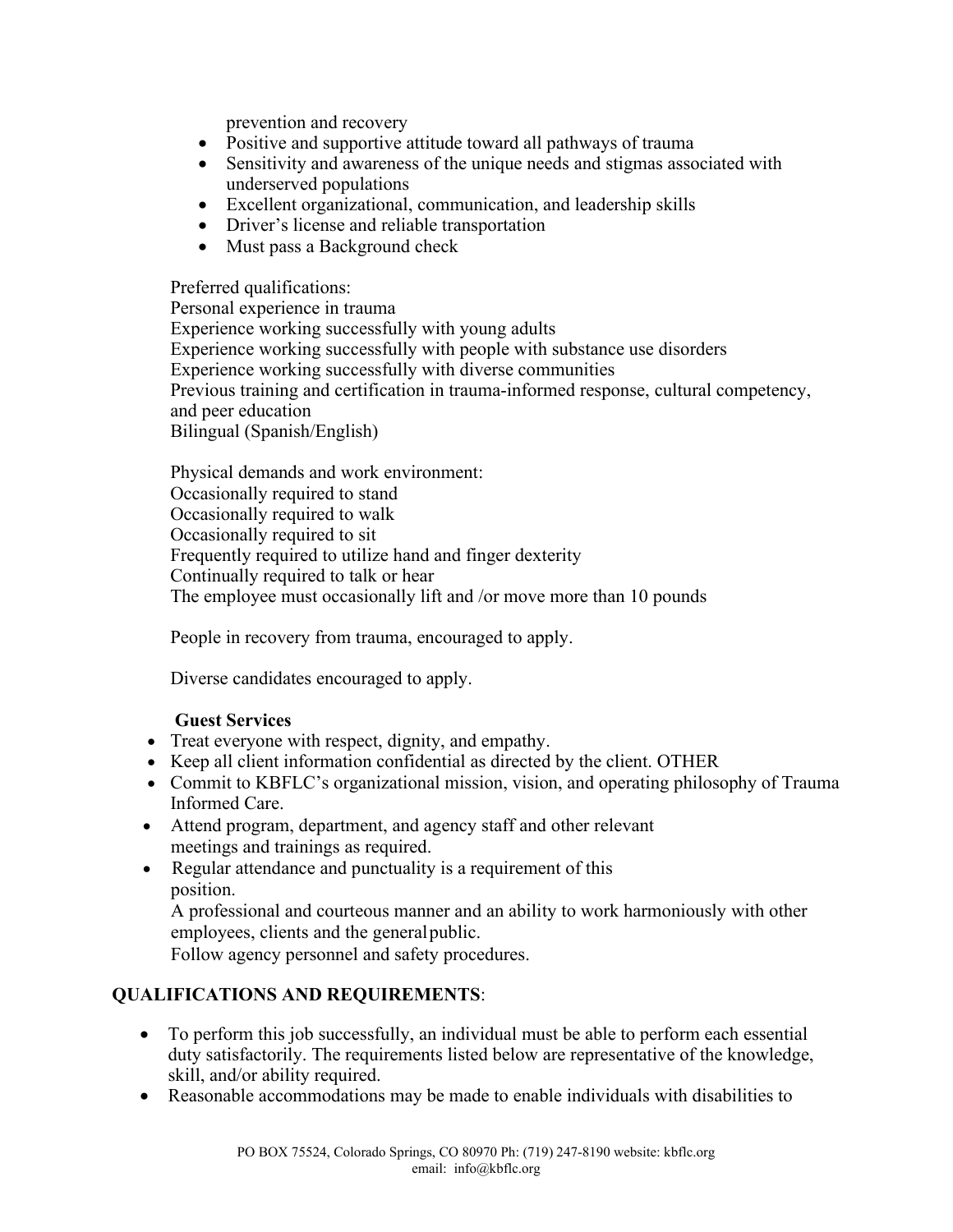prevention and recovery

- Positive and supportive attitude toward all pathways of trauma
- Sensitivity and awareness of the unique needs and stigmas associated with underserved populations
- Excellent organizational, communication, and leadership skills
- Driver's license and reliable transportation
- Must pass a Background check

Preferred qualifications:
Personal experience in trauma
Experience working successfully with young adults
Experience working successfully with people with substance use disorders
Experience working successfully with diverse communities
Previous training and certification in trauma-informed response, cultural competency, and peer education
Bilingual (Spanish/English)

Physical demands and work environment:
Occasionally required to stand
Occasionally required to walk
Occasionally required to sit
Frequently required to utilize hand and finger dexterity
Continually required to talk or hear
The employee must occasionally lift and /or move more than 10 pounds

People in recovery from trauma, encouraged to apply.

Diverse candidates encouraged to apply.

**Guest Services**

- Treat everyone with respect, dignity, and empathy.
- Keep all client information confidential as directed by the client. OTHER
- Commit to KBFLC's organizational mission, vision, and operating philosophy of Trauma Informed Care.
- Attend program, department, and agency staff and other relevant meetings and trainings as required.
- Regular attendance and punctuality is a requirement of this position.
  A professional and courteous manner and an ability to work harmoniously with other employees, clients and the general public.
  Follow agency personnel and safety procedures.

## QUALIFICATIONS AND REQUIREMENTS:

- To perform this job successfully, an individual must be able to perform each essential duty satisfactorily. The requirements listed below are representative of the knowledge, skill, and/or ability required.
- Reasonable accommodations may be made to enable individuals with disabilities to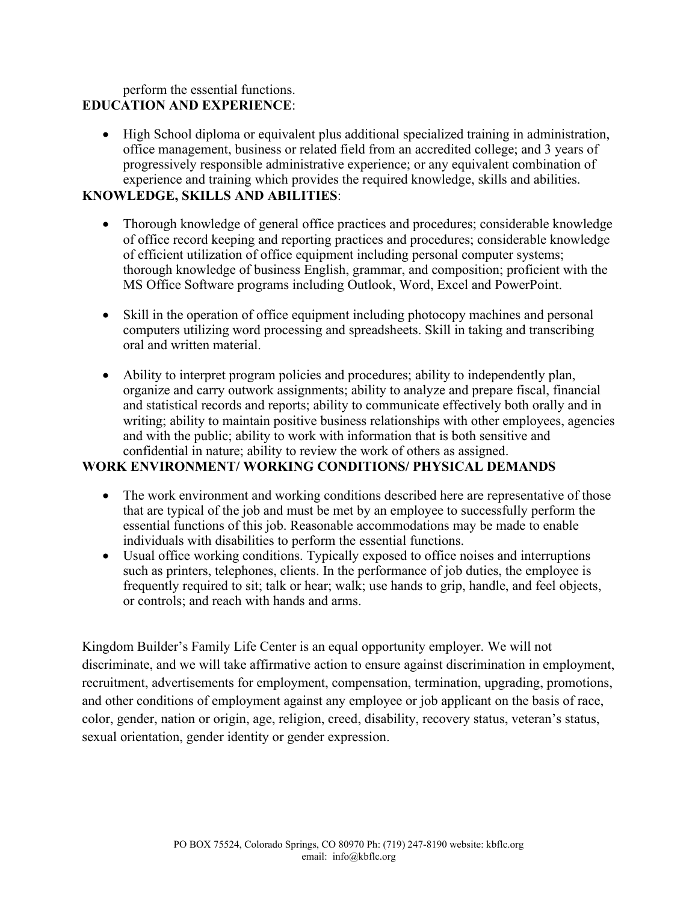perform the essential functions.

**EDUCATION AND EXPERIENCE**:

- High School diploma or equivalent plus additional specialized training in administration, office management, business or related field from an accredited college; and 3 years of progressively responsible administrative experience; or any equivalent combination of experience and training which provides the required knowledge, skills and abilities.

**KNOWLEDGE, SKILLS AND ABILITIES**:

- Thorough knowledge of general office practices and procedures; considerable knowledge of office record keeping and reporting practices and procedures; considerable knowledge of efficient utilization of office equipment including personal computer systems; thorough knowledge of business English, grammar, and composition; proficient with the MS Office Software programs including Outlook, Word, Excel and PowerPoint.

- Skill in the operation of office equipment including photocopy machines and personal computers utilizing word processing and spreadsheets. Skill in taking and transcribing oral and written material.

- Ability to interpret program policies and procedures; ability to independently plan, organize and carry outwork assignments; ability to analyze and prepare fiscal, financial and statistical records and reports; ability to communicate effectively both orally and in writing; ability to maintain positive business relationships with other employees, agencies and with the public; ability to work with information that is both sensitive and confidential in nature; ability to review the work of others as assigned.

**WORK ENVIRONMENT/ WORKING CONDITIONS/ PHYSICAL DEMANDS**

- The work environment and working conditions described here are representative of those that are typical of the job and must be met by an employee to successfully perform the essential functions of this job. Reasonable accommodations may be made to enable individuals with disabilities to perform the essential functions.
- Usual office working conditions. Typically exposed to office noises and interruptions such as printers, telephones, clients. In the performance of job duties, the employee is frequently required to sit; talk or hear; walk; use hands to grip, handle, and feel objects, or controls; and reach with hands and arms.

Kingdom Builder's Family Life Center is an equal opportunity employer. We will not discriminate, and we will take affirmative action to ensure against discrimination in employment, recruitment, advertisements for employment, compensation, termination, upgrading, promotions, and other conditions of employment against any employee or job applicant on the basis of race, color, gender, nation or origin, age, religion, creed, disability, recovery status, veteran's status, sexual orientation, gender identity or gender expression.

PO BOX 75524, Colorado Springs, CO 80970 Ph: (719) 247-8190 website: kbflc.org
email: info@kbflc.org